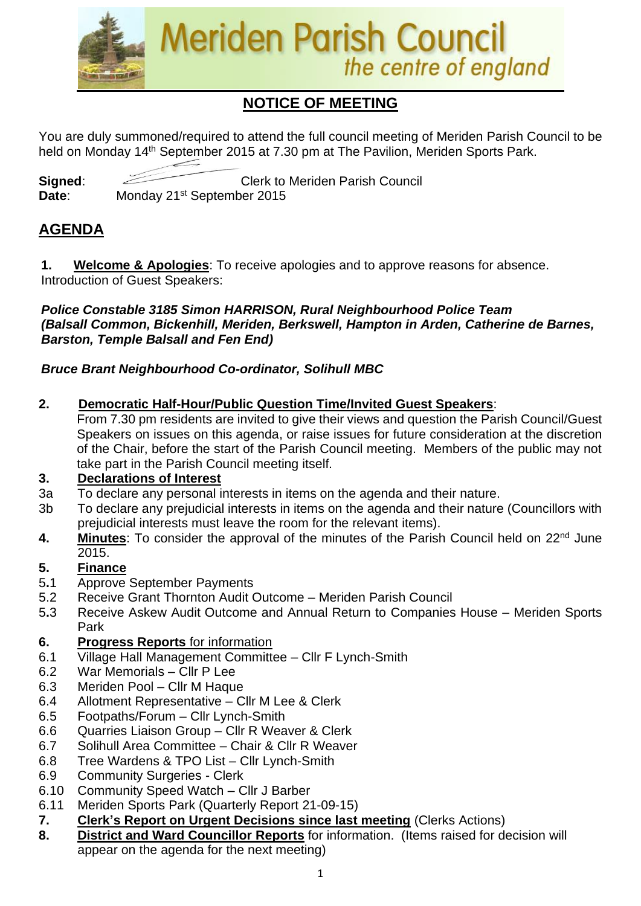# Meriden Parish Council

*the centre of england*

## NOTICE OF MEETING

You are duly summoned/required to attend the full council meeting of Meriden Parish Council to be held on Monday 14th September 2015 at 7.30 pm at The Pavilion, Meriden Sports Park.

**Signed**: Clerk to Meriden Parish Council
**Date**: Monday 21st September 2015

## AGENDA

1. **Welcome & Apologies**: To receive apologies and to approve reasons for absence. Introduction of Guest Speakers:

***Police Constable 3185 Simon HARRISON, Rural Neighbourhood Police Team (Balsall Common, Bickenhill, Meriden, Berkswell, Hampton in Arden, Catherine de Barnes, Barston, Temple Balsall and Fen End)***

***Bruce Brant Neighbourhood Co-ordinator, Solihull MBC***

**2. Democratic Half-Hour/Public Question Time/Invited Guest Speakers**: From 7.30 pm residents are invited to give their views and question the Parish Council/Guest Speakers on issues on this agenda, or raise issues for future consideration at the discretion of the Chair, before the start of the Parish Council meeting. Members of the public may not take part in the Parish Council meeting itself.

**3. Declarations of Interest**

3a To declare any personal interests in items on the agenda and their nature.

3b To declare any prejudicial interests in items on the agenda and their nature (Councillors with prejudicial interests must leave the room for the relevant items).

**4. Minutes**: To consider the approval of the minutes of the Parish Council held on 22nd June 2015.

**5. Finance**

5.1 Approve September Payments

5.2 Receive Grant Thornton Audit Outcome – Meriden Parish Council

5.3 Receive Askew Audit Outcome and Annual Return to Companies House – Meriden Sports Park

**6. Progress Reports for information**

6.1 Village Hall Management Committee – Cllr F Lynch-Smith

6.2 War Memorials – Cllr P Lee

6.3 Meriden Pool – Cllr M Haque

6.4 Allotment Representative – Cllr M Lee & Clerk

6.5 Footpaths/Forum – Cllr Lynch-Smith

6.6 Quarries Liaison Group – Cllr R Weaver & Clerk

6.7 Solihull Area Committee – Chair & Cllr R Weaver

6.8 Tree Wardens & TPO List – Cllr Lynch-Smith

6.9 Community Surgeries - Clerk

6.10 Community Speed Watch – Cllr J Barber

6.11 Meriden Sports Park (Quarterly Report 21-09-15)

**7. Clerk's Report on Urgent Decisions since last meeting** (Clerks Actions)

**8. District and Ward Councillor Reports** for information. (Items raised for decision will appear on the agenda for the next meeting)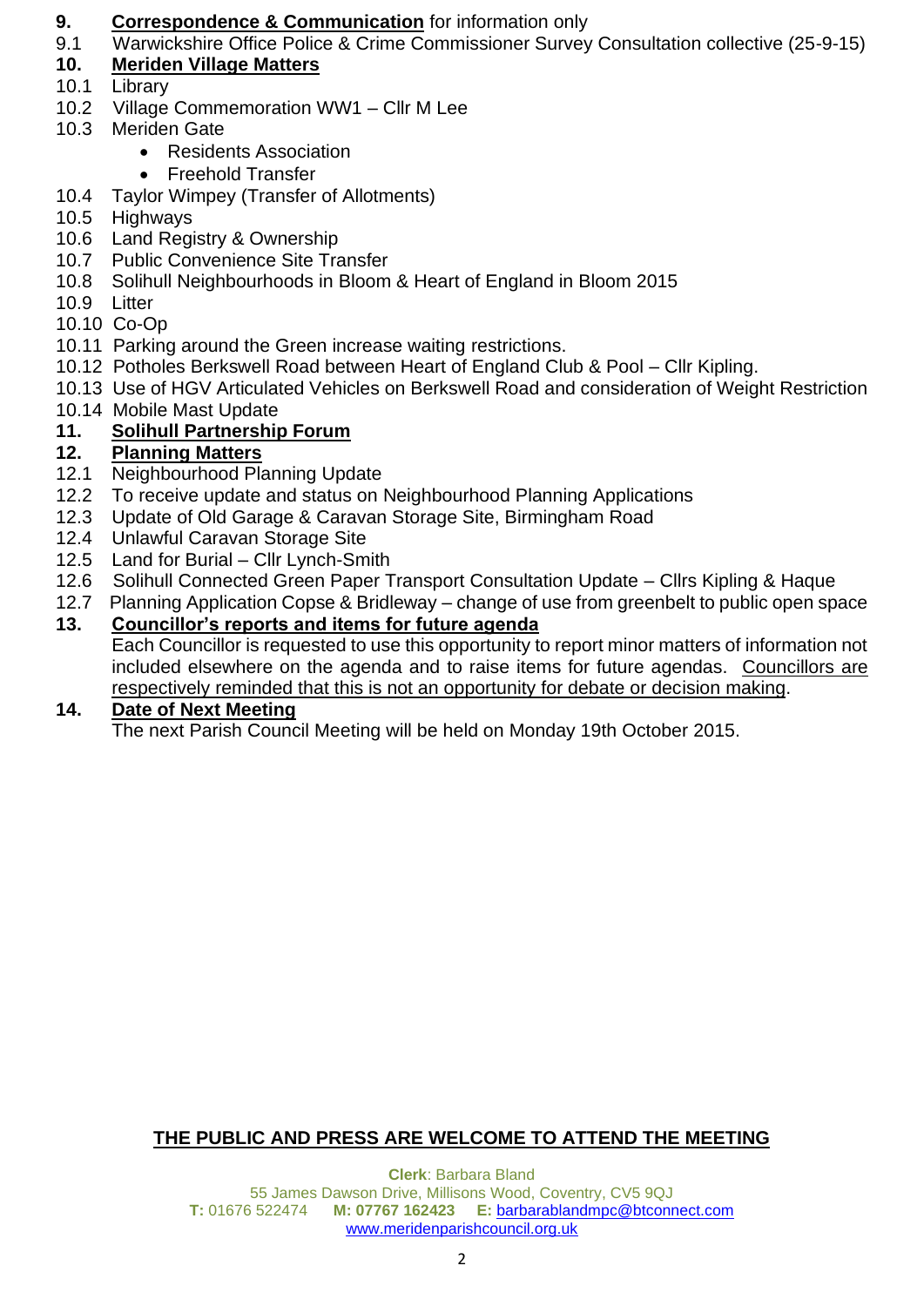**9.** **Correspondence & Communication** for information only

9.1 Warwickshire Office Police & Crime Commissioner Survey Consultation collective (25-9-15)

**10.** **Meriden Village Matters**

10.1 Library

10.2 Village Commemoration WW1 – Cllr M Lee

10.3 Meriden Gate

- Residents Association
- Freehold Transfer

10.4 Taylor Wimpey (Transfer of Allotments)

10.5 Highways

10.6 Land Registry & Ownership

10.7 Public Convenience Site Transfer

10.8 Solihull Neighbourhoods in Bloom & Heart of England in Bloom 2015

10.9 Litter

10.10 Co-Op

10.11 Parking around the Green increase waiting restrictions.

10.12 Potholes Berkswell Road between Heart of England Club & Pool – Cllr Kipling.

10.13 Use of HGV Articulated Vehicles on Berkswell Road and consideration of Weight Restriction

10.14 Mobile Mast Update

**11.** **Solihull Partnership Forum**

**12.** **Planning Matters**

12.1 Neighbourhood Planning Update

12.2 To receive update and status on Neighbourhood Planning Applications

12.3 Update of Old Garage & Caravan Storage Site, Birmingham Road

12.4 Unlawful Caravan Storage Site

12.5 Land for Burial – Cllr Lynch-Smith

12.6 Solihull Connected Green Paper Transport Consultation Update – Cllrs Kipling & Haque

12.7 Planning Application Copse & Bridleway – change of use from greenbelt to public open space

**13.** **Councillor's reports and items for future agenda**

Each Councillor is requested to use this opportunity to report minor matters of information not included elsewhere on the agenda and to raise items for future agendas. Councillors are respectively reminded that this is not an opportunity for debate or decision making.

**14.** **Date of Next Meeting**

The next Parish Council Meeting will be held on Monday 19th October 2015.

**THE PUBLIC AND PRESS ARE WELCOME TO ATTEND THE MEETING**

**Clerk**: Barbara Bland
55 James Dawson Drive, Millisons Wood, Coventry, CV5 9QJ
**T:** 01676 522474 **M: 07767 162423** **E:** barbarablandmpc@btconnect.com
www.meridenparishcouncil.org.uk